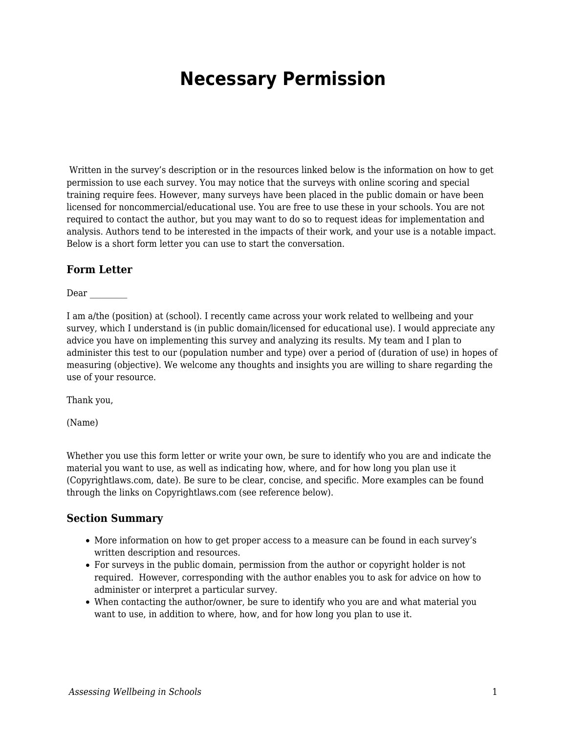# Necessary Permission

Written in the survey's description or in the resources linked below is the information on how to get permission to use each survey. You may notice that the surveys with online scoring and special training require fees. However, many surveys have been placed in the public domain or have been licensed for noncommercial/educational use. You are free to use these in your schools. You are not required to contact the author, but you may want to do so to request ideas for implementation and analysis. Authors tend to be interested in the impacts of their work, and your use is a notable impact. Below is a short form letter you can use to start the conversation.

### Form Letter

Dear ________

I am a/the (position) at (school). I recently came across your work related to wellbeing and your survey, which I understand is (in public domain/licensed for educational use). I would appreciate any advice you have on implementing this survey and analyzing its results. My team and I plan to administer this test to our (population number and type) over a period of (duration of use) in hopes of measuring (objective). We welcome any thoughts and insights you are willing to share regarding the use of your resource.

Thank you,

(Name)

Whether you use this form letter or write your own, be sure to identify who you are and indicate the material you want to use, as well as indicating how, where, and for how long you plan use it (Copyrightlaws.com, date). Be sure to be clear, concise, and specific. More examples can be found through the links on Copyrightlaws.com (see reference below).

### Section Summary

- More information on how to get proper access to a measure can be found in each survey's written description and resources.
- For surveys in the public domain, permission from the author or copyright holder is not required. However, corresponding with the author enables you to ask for advice on how to administer or interpret a particular survey.
- When contacting the author/owner, be sure to identify who you are and what material you want to use, in addition to where, how, and for how long you plan to use it.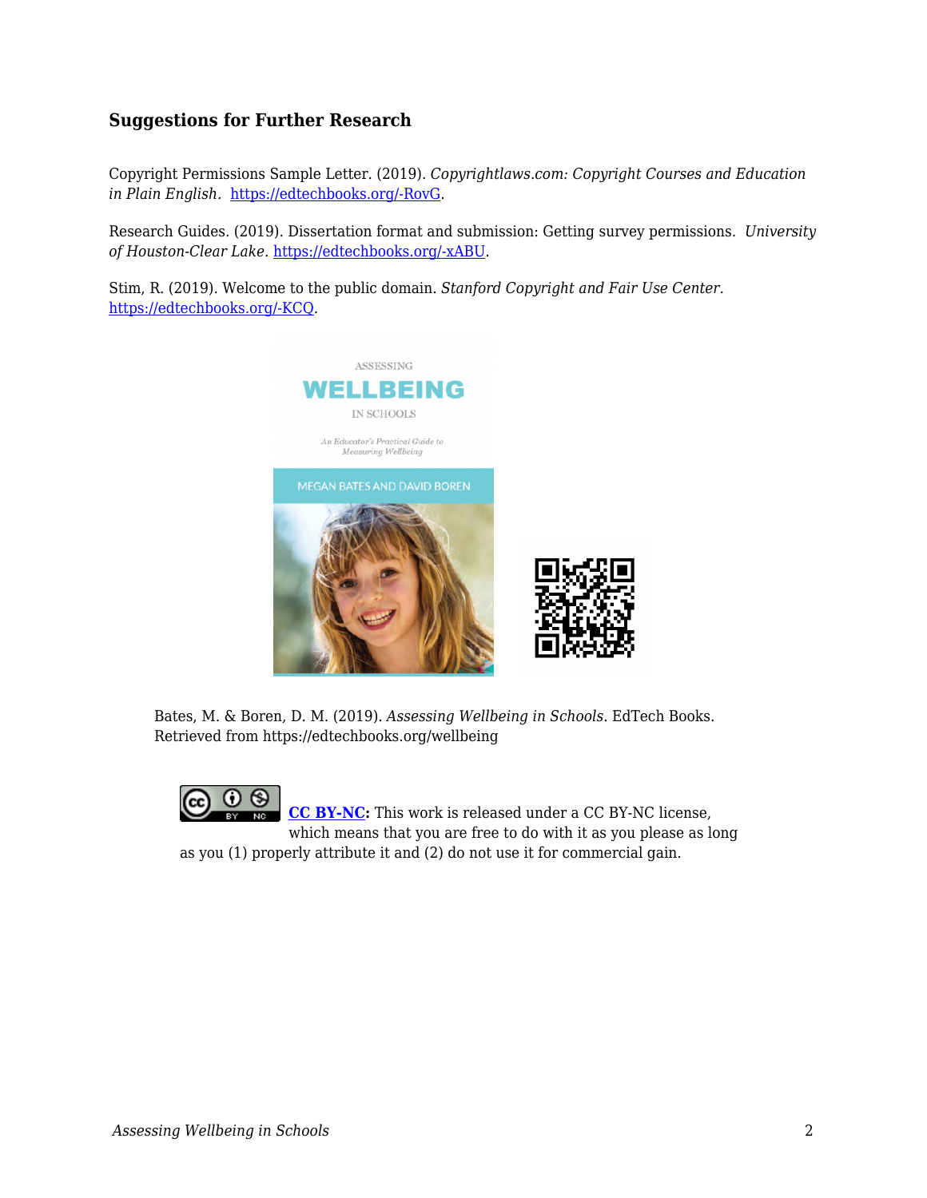### Suggestions for Further Research

Copyright Permissions Sample Letter. (2019). *Copyrightlaws.com: Copyright Courses and Education in Plain English*. [https://edtechbooks.org/-RovG](https://edtechbooks.org/-RovG).

Research Guides. (2019). Dissertation format and submission: Getting survey permissions. *University of Houston-Clear Lake*. [https://edtechbooks.org/-xABU](https://edtechbooks.org/-xABU).

Stim, R. (2019). Welcome to the public domain. *Stanford Copyright and Fair Use Center*. [https://edtechbooks.org/-KCQ](https://edtechbooks.org/-KCQ).

Bates, M. & Boren, D. M. (2019). *Assessing Wellbeing in Schools*. EdTech Books. Retrieved from https://edtechbooks.org/wellbeing

**CC BY-NC:** This work is released under a CC BY-NC license, which means that you are free to do with it as you please as long as you (1) properly attribute it and (2) do not use it for commercial gain.